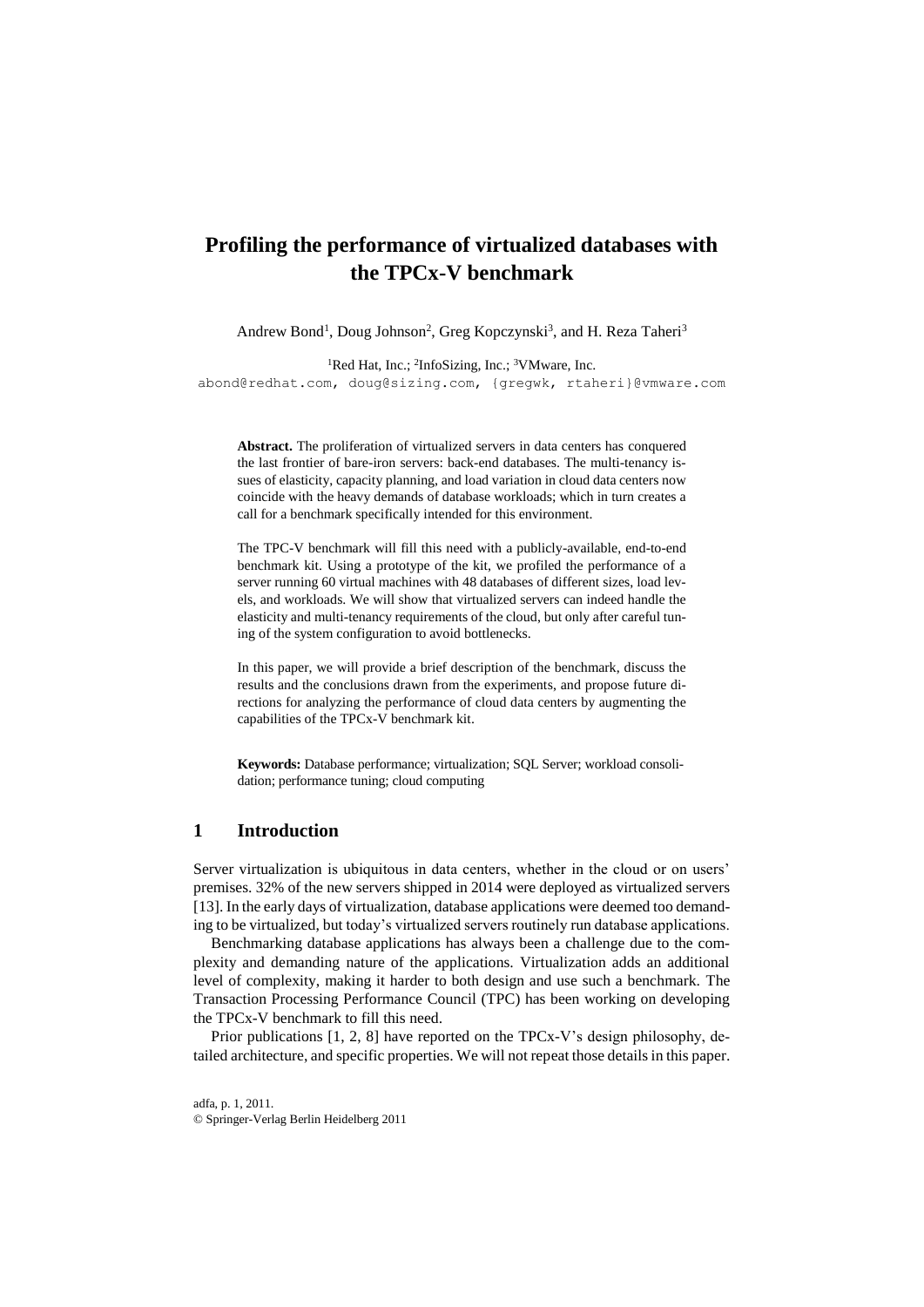# Profiling the performance of virtualized databases with the TPCx-V benchmark

Andrew Bond[1], Doug Johnson[2], Greg Kopczynski[3], and H. Reza Taheri[3]

[1]Red Hat, Inc.; [2]InfoSizing, Inc.; [3]VMware, Inc.

abond@redhat.com, doug@sizing.com, {gregwk, rtaheri}@vmware.com

**Abstract.** The proliferation of virtualized servers in data centers has conquered the last frontier of bare-iron servers: back-end databases. The multi-tenancy issues of elasticity, capacity planning, and load variation in cloud data centers now coincide with the heavy demands of database workloads; which in turn creates a call for a benchmark specifically intended for this environment.

The TPC-V benchmark will fill this need with a publicly-available, end-to-end benchmark kit. Using a prototype of the kit, we profiled the performance of a server running 60 virtual machines with 48 databases of different sizes, load levels, and workloads. We will show that virtualized servers can indeed handle the elasticity and multi-tenancy requirements of the cloud, but only after careful tuning of the system configuration to avoid bottlenecks.

In this paper, we will provide a brief description of the benchmark, discuss the results and the conclusions drawn from the experiments, and propose future directions for analyzing the performance of cloud data centers by augmenting the capabilities of the TPCx-V benchmark kit.

**Keywords:** Database performance; virtualization; SQL Server; workload consolidation; performance tuning; cloud computing

## 1 Introduction

Server virtualization is ubiquitous in data centers, whether in the cloud or on users' premises. 32% of the new servers shipped in 2014 were deployed as virtualized servers [13]. In the early days of virtualization, database applications were deemed too demanding to be virtualized, but today's virtualized servers routinely run database applications.

Benchmarking database applications has always been a challenge due to the complexity and demanding nature of the applications. Virtualization adds an additional level of complexity, making it harder to both design and use such a benchmark. The Transaction Processing Performance Council (TPC) has been working on developing the TPCx-V benchmark to fill this need.

Prior publications [1, 2, 8] have reported on the TPCx-V's design philosophy, detailed architecture, and specific properties. We will not repeat those details in this paper.

adfa, p. 1, 2011.
© Springer-Verlag Berlin Heidelberg 2011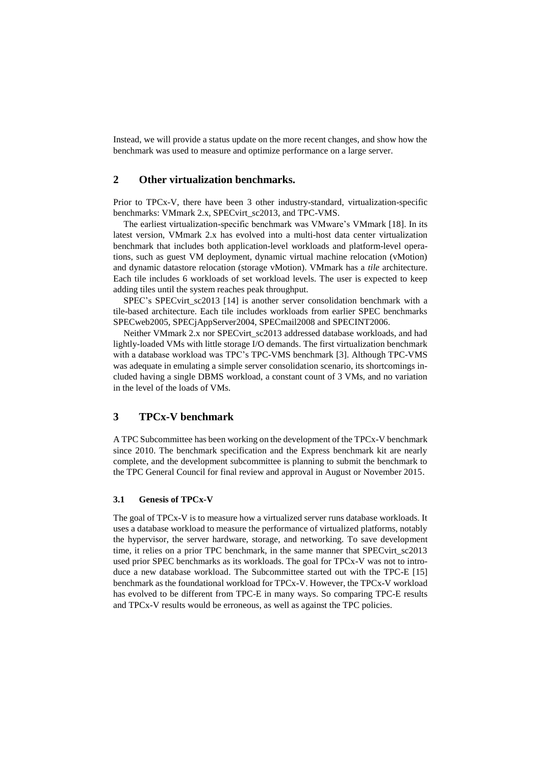Instead, we will provide a status update on the more recent changes, and show how the benchmark was used to measure and optimize performance on a large server.

## 2 Other virtualization benchmarks.

Prior to TPCx-V, there have been 3 other industry-standard, virtualization-specific benchmarks: VMmark 2.x, SPECvirt_sc2013, and TPC-VMS.

The earliest virtualization-specific benchmark was VMware's VMmark [18]. In its latest version, VMmark 2.x has evolved into a multi-host data center virtualization benchmark that includes both application-level workloads and platform-level operations, such as guest VM deployment, dynamic virtual machine relocation (vMotion) and dynamic datastore relocation (storage vMotion). VMmark has a *tile* architecture. Each tile includes 6 workloads of set workload levels. The user is expected to keep adding tiles until the system reaches peak throughput.

SPEC's SPECvirt_sc2013 [14] is another server consolidation benchmark with a tile-based architecture. Each tile includes workloads from earlier SPEC benchmarks SPECweb2005, SPECjAppServer2004, SPECmail2008 and SPECINT2006.

Neither VMmark 2.x nor SPECvirt_sc2013 addressed database workloads, and had lightly-loaded VMs with little storage I/O demands. The first virtualization benchmark with a database workload was TPC's TPC-VMS benchmark [3]. Although TPC-VMS was adequate in emulating a simple server consolidation scenario, its shortcomings included having a single DBMS workload, a constant count of 3 VMs, and no variation in the level of the loads of VMs.

## 3 TPCx-V benchmark

A TPC Subcommittee has been working on the development of the TPCx-V benchmark since 2010. The benchmark specification and the Express benchmark kit are nearly complete, and the development subcommittee is planning to submit the benchmark to the TPC General Council for final review and approval in August or November 2015.

### 3.1 Genesis of TPCx-V

The goal of TPCx-V is to measure how a virtualized server runs database workloads. It uses a database workload to measure the performance of virtualized platforms, notably the hypervisor, the server hardware, storage, and networking. To save development time, it relies on a prior TPC benchmark, in the same manner that SPECvirt_sc2013 used prior SPEC benchmarks as its workloads. The goal for TPCx-V was not to introduce a new database workload. The Subcommittee started out with the TPC-E [15] benchmark as the foundational workload for TPCx-V. However, the TPCx-V workload has evolved to be different from TPC-E in many ways. So comparing TPC-E results and TPCx-V results would be erroneous, as well as against the TPC policies.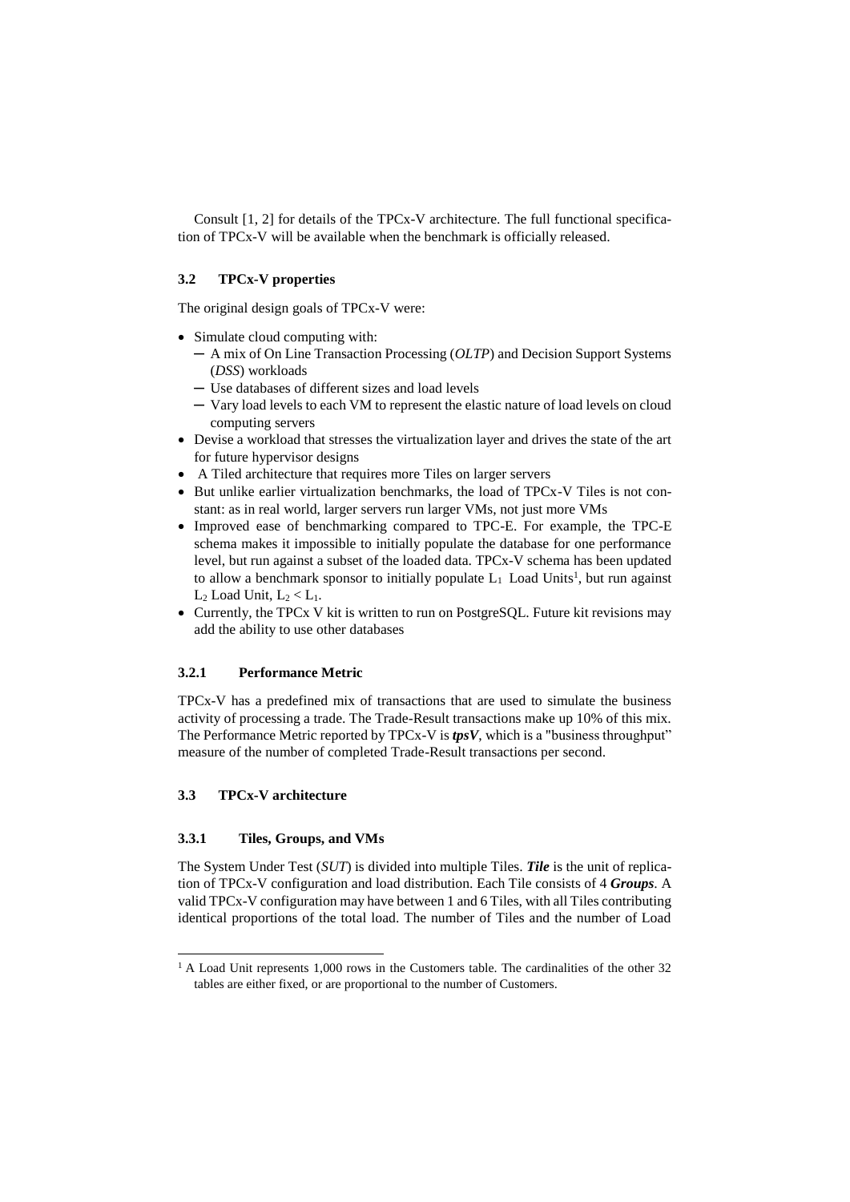Consult [1, 2] for details of the TPCx-V architecture. The full functional specification of TPCx-V will be available when the benchmark is officially released.

### 3.2 TPCx-V properties

The original design goals of TPCx-V were:

- Simulate cloud computing with:
  - A mix of On Line Transaction Processing (*OLTP*) and Decision Support Systems (*DSS*) workloads
  - Use databases of different sizes and load levels
  - Vary load levels to each VM to represent the elastic nature of load levels on cloud computing servers
- Devise a workload that stresses the virtualization layer and drives the state of the art for future hypervisor designs
- A Tiled architecture that requires more Tiles on larger servers
- But unlike earlier virtualization benchmarks, the load of TPCx-V Tiles is not constant: as in real world, larger servers run larger VMs, not just more VMs
- Improved ease of benchmarking compared to TPC-E. For example, the TPC-E schema makes it impossible to initially populate the database for one performance level, but run against a subset of the loaded data. TPCx-V schema has been updated to allow a benchmark sponsor to initially populate $L_1$ Load Units[1], but run against $L_2$ Load Unit, $L_2 < L_1$.
- Currently, the TPCx V kit is written to run on PostgreSQL. Future kit revisions may add the ability to use other databases

#### 3.2.1 Performance Metric

TPCx-V has a predefined mix of transactions that are used to simulate the business activity of processing a trade. The Trade-Result transactions make up 10% of this mix. The Performance Metric reported by TPCx-V is ***tpsV***, which is a "business throughput" measure of the number of completed Trade-Result transactions per second.

### 3.3 TPCx-V architecture

#### 3.3.1 Tiles, Groups, and VMs

The System Under Test (*SUT*) is divided into multiple Tiles. ***Tile*** is the unit of replication of TPCx-V configuration and load distribution. Each Tile consists of 4 ***Groups***. A valid TPCx-V configuration may have between 1 and 6 Tiles, with all Tiles contributing identical proportions of the total load. The number of Tiles and the number of Load

[1] A Load Unit represents 1,000 rows in the Customers table. The cardinalities of the other 32 tables are either fixed, or are proportional to the number of Customers.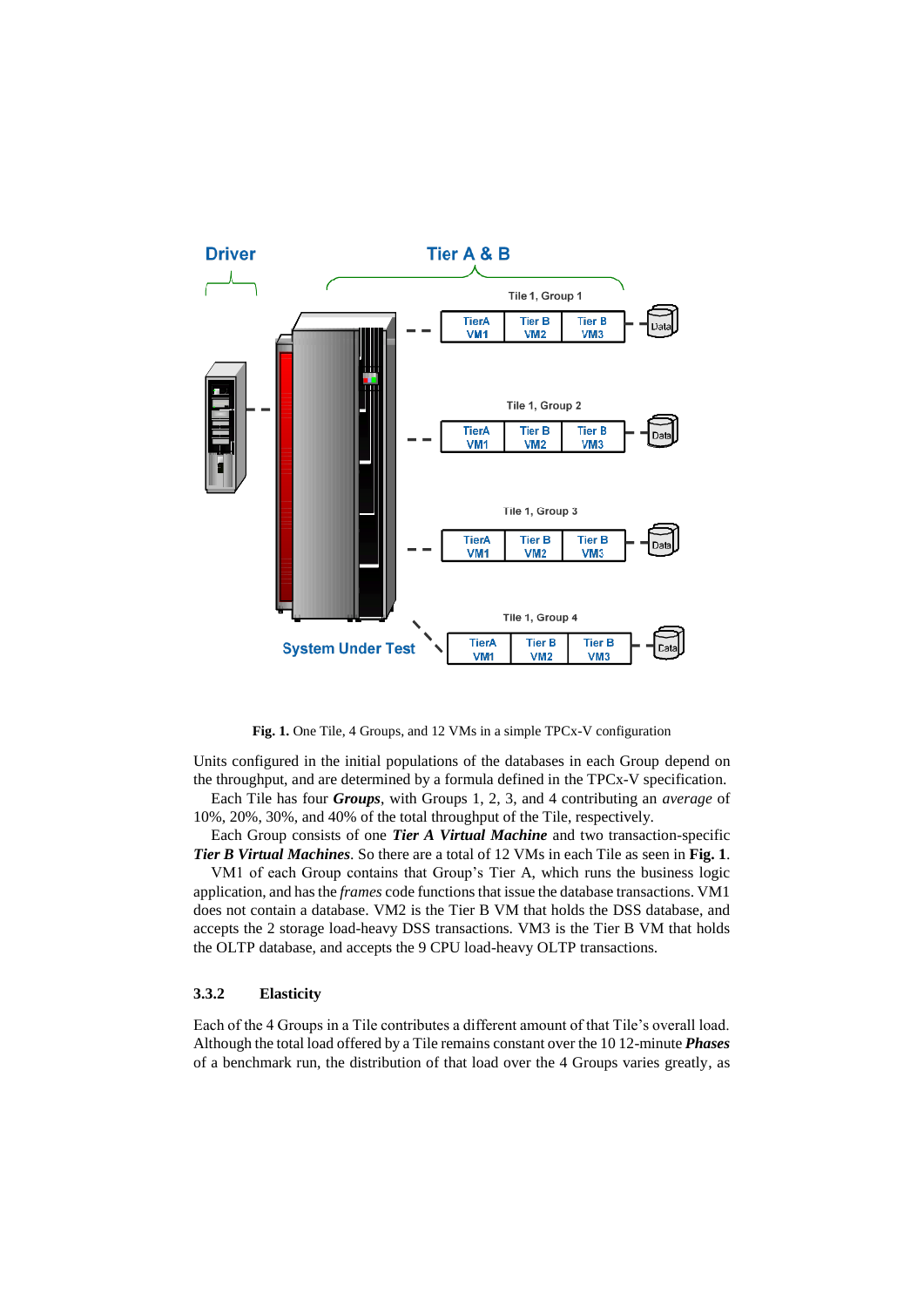**Fig. 1.** One Tile, 4 Groups, and 12 VMs in a simple TPCx-V configuration

Units configured in the initial populations of the databases in each Group depend on the throughput, and are determined by a formula defined in the TPCx-V specification.

Each Tile has four ***Groups***, with Groups 1, 2, 3, and 4 contributing an *average* of 10%, 20%, 30%, and 40% of the total throughput of the Tile, respectively.

Each Group consists of one ***Tier A Virtual Machine*** and two transaction-specific ***Tier B Virtual Machines***. So there are a total of 12 VMs in each Tile as seen in **Fig. 1**.

VM1 of each Group contains that Group's Tier A, which runs the business logic application, and has the *frames* code functions that issue the database transactions. VM1 does not contain a database. VM2 is the Tier B VM that holds the DSS database, and accepts the 2 storage load-heavy DSS transactions. VM3 is the Tier B VM that holds the OLTP database, and accepts the 9 CPU load-heavy OLTP transactions.

### 3.3.2 Elasticity

Each of the 4 Groups in a Tile contributes a different amount of that Tile's overall load. Although the total load offered by a Tile remains constant over the 10 12-minute ***Phases*** of a benchmark run, the distribution of that load over the 4 Groups varies greatly, as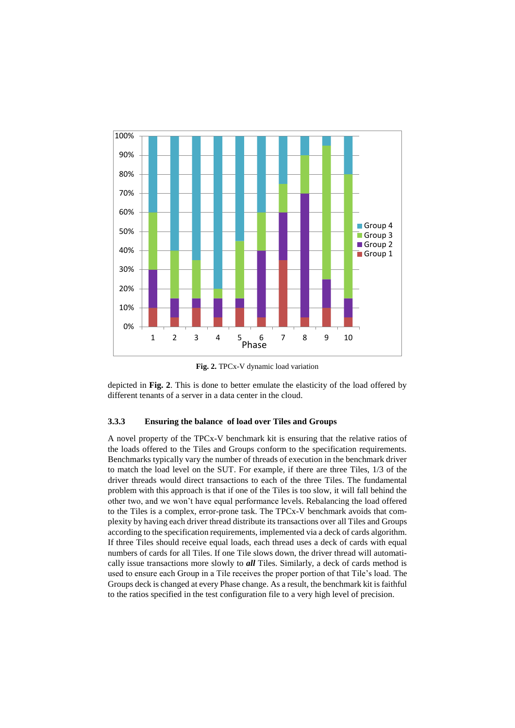**Fig. 2.** TPCx-V dynamic load variation

depicted in **Fig. 2**. This is done to better emulate the elasticity of the load offered by different tenants of a server in a data center in the cloud.

### 3.3.3 Ensuring the balance of load over Tiles and Groups

A novel property of the TPCx-V benchmark kit is ensuring that the relative ratios of the loads offered to the Tiles and Groups conform to the specification requirements. Benchmarks typically vary the number of threads of execution in the benchmark driver to match the load level on the SUT. For example, if there are three Tiles, 1/3 of the driver threads would direct transactions to each of the three Tiles. The fundamental problem with this approach is that if one of the Tiles is too slow, it will fall behind the other two, and we won't have equal performance levels. Rebalancing the load offered to the Tiles is a complex, error-prone task. The TPCx-V benchmark avoids that complexity by having each driver thread distribute its transactions over all Tiles and Groups according to the specification requirements, implemented via a deck of cards algorithm. If three Tiles should receive equal loads, each thread uses a deck of cards with equal numbers of cards for all Tiles. If one Tile slows down, the driver thread will automatically issue transactions more slowly to ***all*** Tiles. Similarly, a deck of cards method is used to ensure each Group in a Tile receives the proper portion of that Tile's load. The Groups deck is changed at every Phase change. As a result, the benchmark kit is faithful to the ratios specified in the test configuration file to a very high level of precision.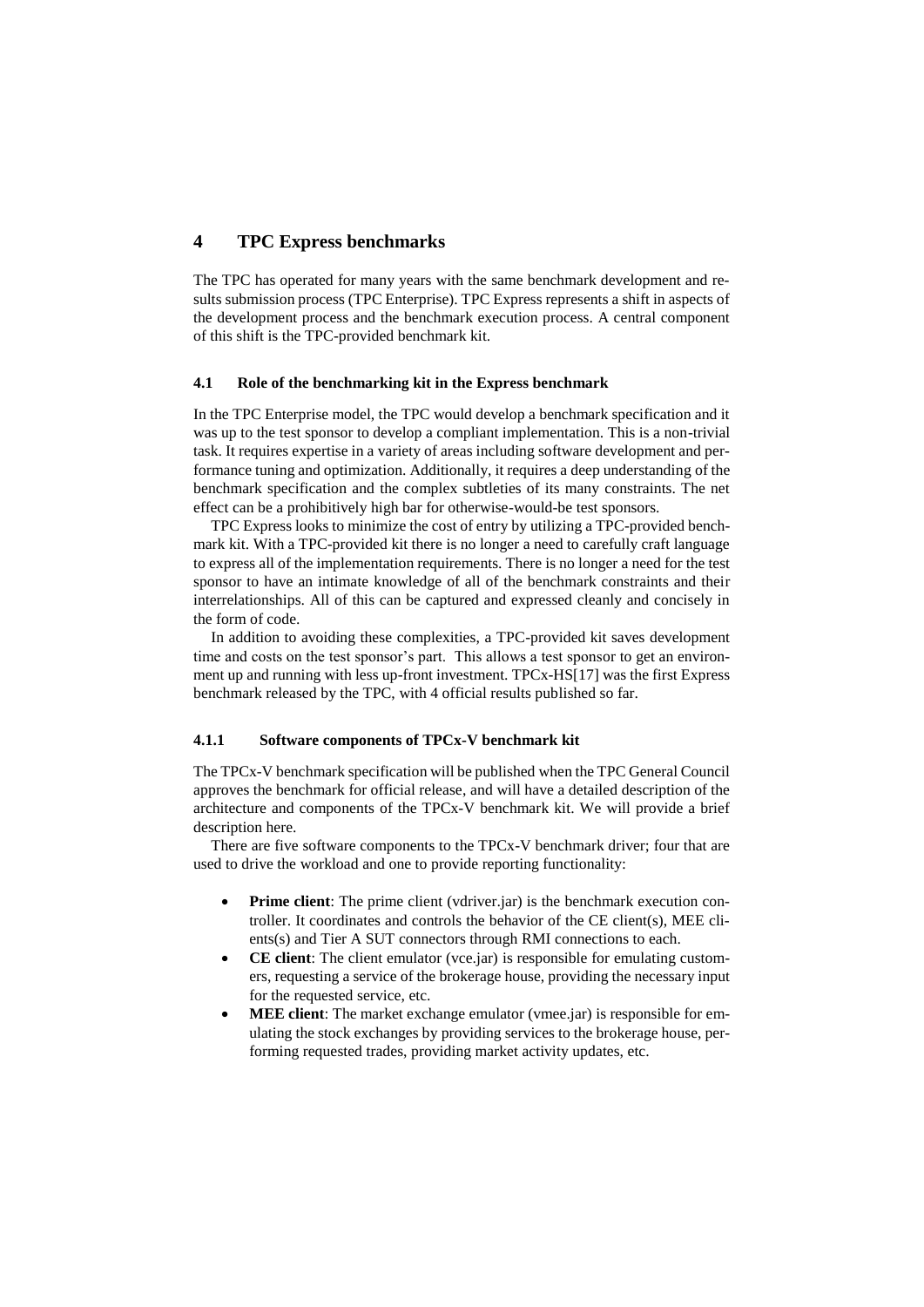## 4 TPC Express benchmarks

The TPC has operated for many years with the same benchmark development and results submission process (TPC Enterprise). TPC Express represents a shift in aspects of the development process and the benchmark execution process. A central component of this shift is the TPC-provided benchmark kit.

### 4.1 Role of the benchmarking kit in the Express benchmark

In the TPC Enterprise model, the TPC would develop a benchmark specification and it was up to the test sponsor to develop a compliant implementation. This is a non-trivial task. It requires expertise in a variety of areas including software development and performance tuning and optimization. Additionally, it requires a deep understanding of the benchmark specification and the complex subtleties of its many constraints. The net effect can be a prohibitively high bar for otherwise-would-be test sponsors.

TPC Express looks to minimize the cost of entry by utilizing a TPC-provided benchmark kit. With a TPC-provided kit there is no longer a need to carefully craft language to express all of the implementation requirements. There is no longer a need for the test sponsor to have an intimate knowledge of all of the benchmark constraints and their interrelationships. All of this can be captured and expressed cleanly and concisely in the form of code.

In addition to avoiding these complexities, a TPC-provided kit saves development time and costs on the test sponsor's part. This allows a test sponsor to get an environment up and running with less up-front investment. TPCx-HS[17] was the first Express benchmark released by the TPC, with 4 official results published so far.

#### 4.1.1 Software components of TPCx-V benchmark kit

The TPCx-V benchmark specification will be published when the TPC General Council approves the benchmark for official release, and will have a detailed description of the architecture and components of the TPCx-V benchmark kit. We will provide a brief description here.

There are five software components to the TPCx-V benchmark driver; four that are used to drive the workload and one to provide reporting functionality:

- **Prime client**: The prime client (vdriver.jar) is the benchmark execution controller. It coordinates and controls the behavior of the CE client(s), MEE clients(s) and Tier A SUT connectors through RMI connections to each.
- **CE client**: The client emulator (vce.jar) is responsible for emulating customers, requesting a service of the brokerage house, providing the necessary input for the requested service, etc.
- **MEE client**: The market exchange emulator (vmee.jar) is responsible for emulating the stock exchanges by providing services to the brokerage house, performing requested trades, providing market activity updates, etc.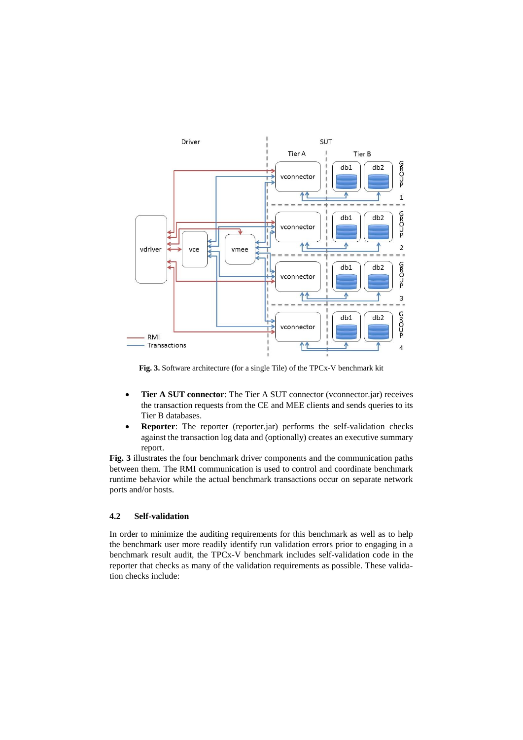Fig. 3. Software architecture (for a single Tile) of the TPCx-V benchmark kit

- **Tier A SUT connector**: The Tier A SUT connector (vconnector.jar) receives the transaction requests from the CE and MEE clients and sends queries to its Tier B databases.
- **Reporter**: The reporter (reporter.jar) performs the self-validation checks against the transaction log data and (optionally) creates an executive summary report.

**Fig. 3** illustrates the four benchmark driver components and the communication paths between them. The RMI communication is used to control and coordinate benchmark runtime behavior while the actual benchmark transactions occur on separate network ports and/or hosts.

### 4.2 Self-validation

In order to minimize the auditing requirements for this benchmark as well as to help the benchmark user more readily identify run validation errors prior to engaging in a benchmark result audit, the TPCx-V benchmark includes self-validation code in the reporter that checks as many of the validation requirements as possible. These validation checks include: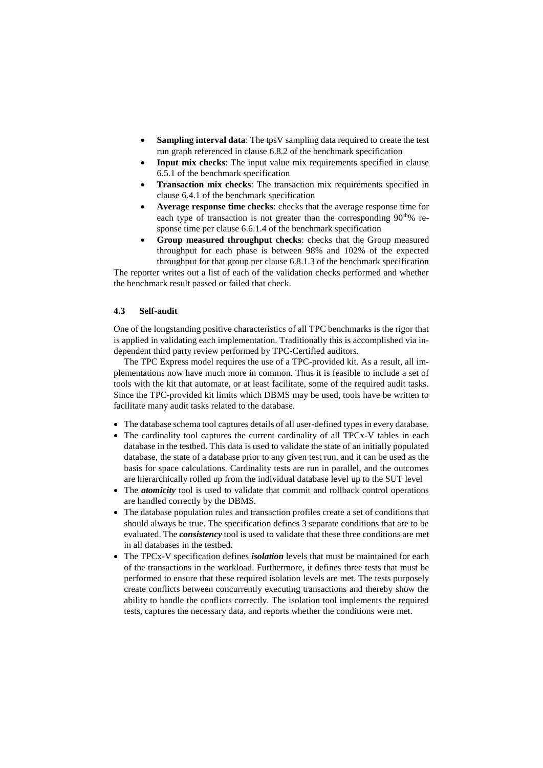- **Sampling interval data**: The tpsV sampling data required to create the test run graph referenced in clause 6.8.2 of the benchmark specification
- **Input mix checks**: The input value mix requirements specified in clause 6.5.1 of the benchmark specification
- **Transaction mix checks**: The transaction mix requirements specified in clause 6.4.1 of the benchmark specification
- **Average response time checks**: checks that the average response time for each type of transaction is not greater than the corresponding $90^{th}$% response time per clause 6.6.1.4 of the benchmark specification
- **Group measured throughput checks**: checks that the Group measured throughput for each phase is between 98% and 102% of the expected throughput for that group per clause 6.8.1.3 of the benchmark specification

The reporter writes out a list of each of the validation checks performed and whether the benchmark result passed or failed that check.

### 4.3 Self-audit

One of the longstanding positive characteristics of all TPC benchmarks is the rigor that is applied in validating each implementation. Traditionally this is accomplished via independent third party review performed by TPC-Certified auditors.

The TPC Express model requires the use of a TPC-provided kit. As a result, all implementations now have much more in common. Thus it is feasible to include a set of tools with the kit that automate, or at least facilitate, some of the required audit tasks. Since the TPC-provided kit limits which DBMS may be used, tools have be written to facilitate many audit tasks related to the database.

- The database schema tool captures details of all user-defined types in every database.
- The cardinality tool captures the current cardinality of all TPCx-V tables in each database in the testbed. This data is used to validate the state of an initially populated database, the state of a database prior to any given test run, and it can be used as the basis for space calculations. Cardinality tests are run in parallel, and the outcomes are hierarchically rolled up from the individual database level up to the SUT level
- The ***atomicity*** tool is used to validate that commit and rollback control operations are handled correctly by the DBMS.
- The database population rules and transaction profiles create a set of conditions that should always be true. The specification defines 3 separate conditions that are to be evaluated. The ***consistency*** tool is used to validate that these three conditions are met in all databases in the testbed.
- The TPCx-V specification defines ***isolation*** levels that must be maintained for each of the transactions in the workload. Furthermore, it defines three tests that must be performed to ensure that these required isolation levels are met. The tests purposely create conflicts between concurrently executing transactions and thereby show the ability to handle the conflicts correctly. The isolation tool implements the required tests, captures the necessary data, and reports whether the conditions were met.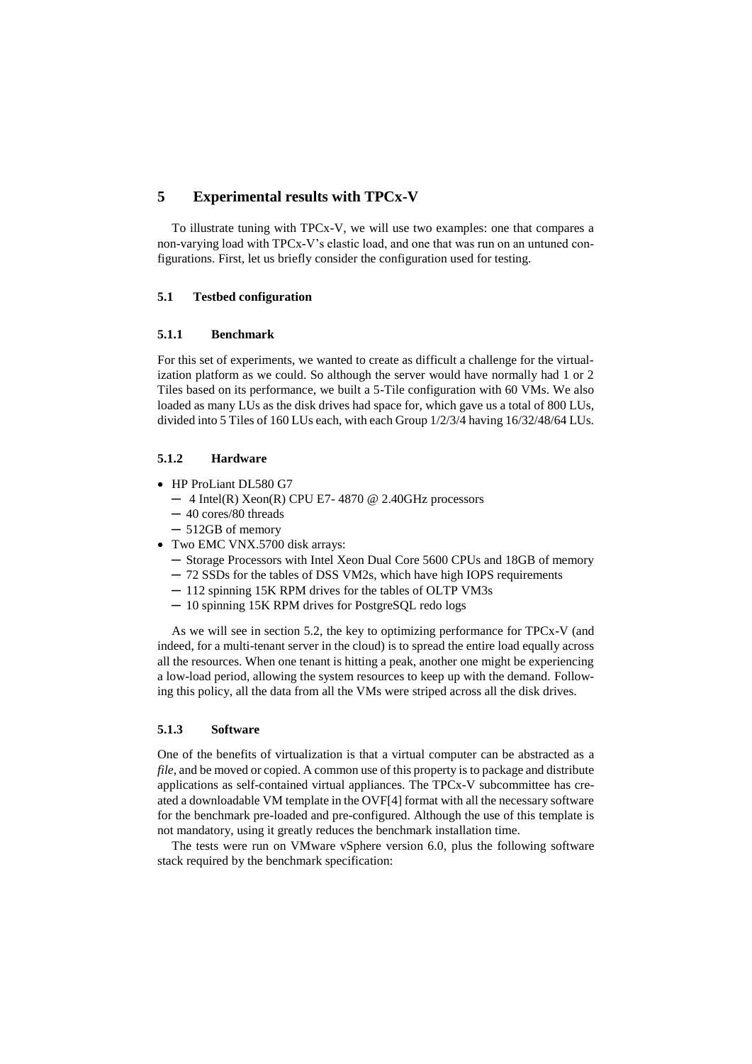# 5 Experimental results with TPCx-V

To illustrate tuning with TPCx-V, we will use two examples: one that compares a non-varying load with TPCx-V's elastic load, and one that was run on an untuned configurations. First, let us briefly consider the configuration used for testing.

## 5.1 Testbed configuration

### 5.1.1 Benchmark

For this set of experiments, we wanted to create as difficult a challenge for the virtualization platform as we could. So although the server would have normally had 1 or 2 Tiles based on its performance, we built a 5-Tile configuration with 60 VMs. We also loaded as many LUs as the disk drives had space for, which gave us a total of 800 LUs, divided into 5 Tiles of 160 LUs each, with each Group 1/2/3/4 having 16/32/48/64 LUs.

### 5.1.2 Hardware

- HP ProLiant DL580 G7
  - 4 Intel(R) Xeon(R) CPU E7- 4870 @ 2.40GHz processors
  - 40 cores/80 threads
  - 512GB of memory
- Two EMC VNX.5700 disk arrays:
  - Storage Processors with Intel Xeon Dual Core 5600 CPUs and 18GB of memory
  - 72 SSDs for the tables of DSS VM2s, which have high IOPS requirements
  - 112 spinning 15K RPM drives for the tables of OLTP VM3s
  - 10 spinning 15K RPM drives for PostgreSQL redo logs

As we will see in section 5.2, the key to optimizing performance for TPCx-V (and indeed, for a multi-tenant server in the cloud) is to spread the entire load equally across all the resources. When one tenant is hitting a peak, another one might be experiencing a low-load period, allowing the system resources to keep up with the demand. Following this policy, all the data from all the VMs were striped across all the disk drives.

### 5.1.3 Software

One of the benefits of virtualization is that a virtual computer can be abstracted as a *file*, and be moved or copied. A common use of this property is to package and distribute applications as self-contained virtual appliances. The TPCx-V subcommittee has created a downloadable VM template in the OVF[4] format with all the necessary software for the benchmark pre-loaded and pre-configured. Although the use of this template is not mandatory, using it greatly reduces the benchmark installation time.

The tests were run on VMware vSphere version 6.0, plus the following software stack required by the benchmark specification: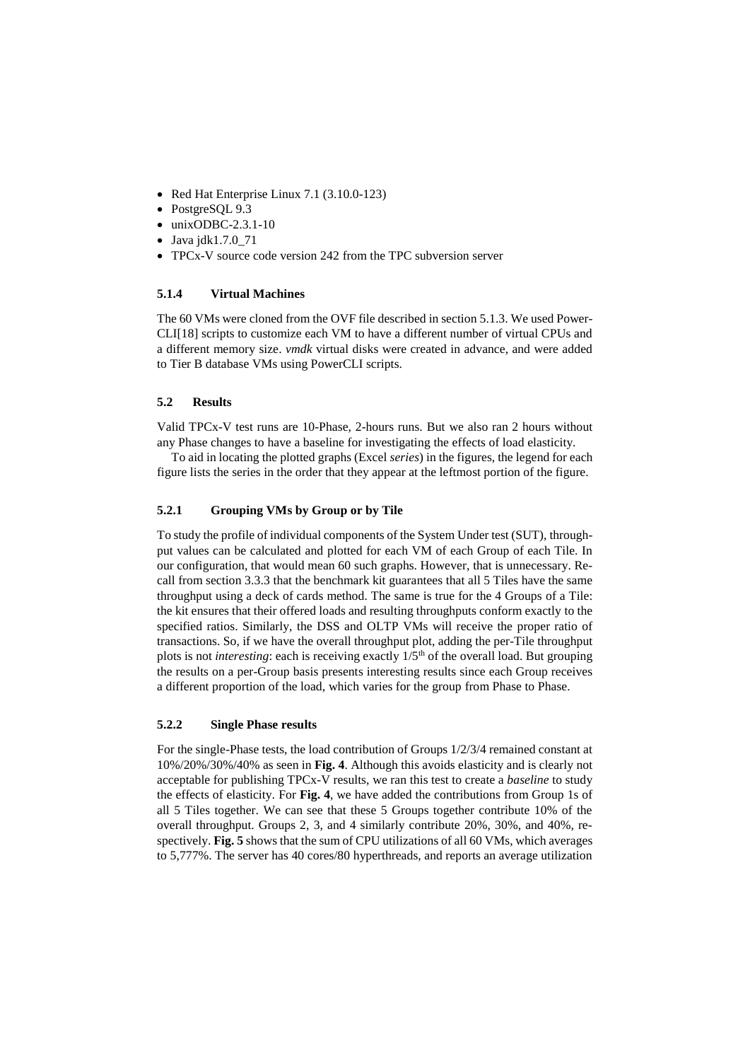- Red Hat Enterprise Linux 7.1 (3.10.0-123)
- PostgreSQL 9.3
- unixODBC-2.3.1-10
- Java jdk1.7.0_71
- TPCx-V source code version 242 from the TPC subversion server

#### 5.1.4 Virtual Machines

The 60 VMs were cloned from the OVF file described in section 5.1.3. We used PowerCLI[18] scripts to customize each VM to have a different number of virtual CPUs and a different memory size. *vmdk* virtual disks were created in advance, and were added to Tier B database VMs using PowerCLI scripts.

### 5.2 Results

Valid TPCx-V test runs are 10-Phase, 2-hours runs. But we also ran 2 hours without any Phase changes to have a baseline for investigating the effects of load elasticity.

To aid in locating the plotted graphs (Excel *series*) in the figures, the legend for each figure lists the series in the order that they appear at the leftmost portion of the figure.

#### 5.2.1 Grouping VMs by Group or by Tile

To study the profile of individual components of the System Under test (SUT), throughput values can be calculated and plotted for each VM of each Group of each Tile. In our configuration, that would mean 60 such graphs. However, that is unnecessary. Recall from section 3.3.3 that the benchmark kit guarantees that all 5 Tiles have the same throughput using a deck of cards method. The same is true for the 4 Groups of a Tile: the kit ensures that their offered loads and resulting throughputs conform exactly to the specified ratios. Similarly, the DSS and OLTP VMs will receive the proper ratio of transactions. So, if we have the overall throughput plot, adding the per-Tile throughput plots is not *interesting*: each is receiving exactly 1/5th of the overall load. But grouping the results on a per-Group basis presents interesting results since each Group receives a different proportion of the load, which varies for the group from Phase to Phase.

#### 5.2.2 Single Phase results

For the single-Phase tests, the load contribution of Groups 1/2/3/4 remained constant at 10%/20%/30%/40% as seen in **Fig. 4**. Although this avoids elasticity and is clearly not acceptable for publishing TPCx-V results, we ran this test to create a *baseline* to study the effects of elasticity. For **Fig. 4**, we have added the contributions from Group 1s of all 5 Tiles together. We can see that these 5 Groups together contribute 10% of the overall throughput. Groups 2, 3, and 4 similarly contribute 20%, 30%, and 40%, respectively. **Fig. 5** shows that the sum of CPU utilizations of all 60 VMs, which averages to 5,777%. The server has 40 cores/80 hyperthreads, and reports an average utilization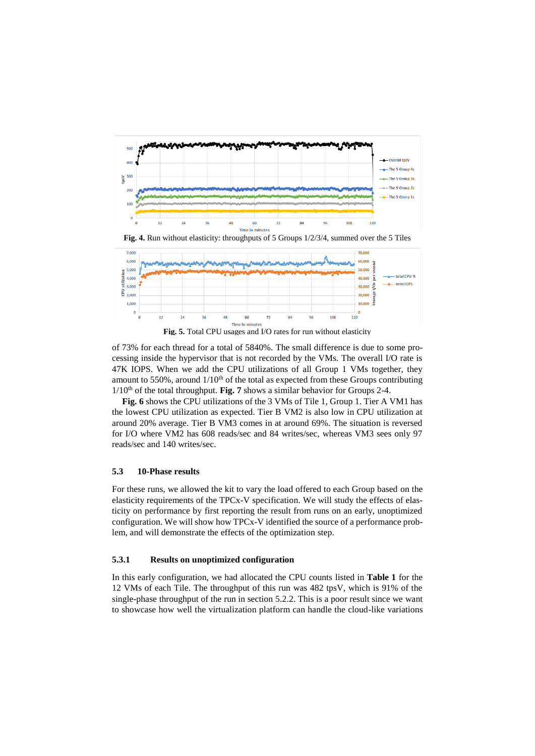Fig. 4. Run without elasticity: throughputs of 5 Groups 1/2/3/4, summed over the 5 Tiles

Fig. 5. Total CPU usages and I/O rates for run without elasticity

of 73% for each thread for a total of 5840%. The small difference is due to some processing inside the hypervisor that is not recorded by the VMs. The overall I/O rate is 47K IOPS. When we add the CPU utilizations of all Group 1 VMs together, they amount to 550%, around 1/10[th] of the total as expected from these Groups contributing 1/10[th] of the total throughput. **Fig. 7** shows a similar behavior for Groups 2-4.

**Fig. 6** shows the CPU utilizations of the 3 VMs of Tile 1, Group 1. Tier A VM1 has the lowest CPU utilization as expected. Tier B VM2 is also low in CPU utilization at around 20% average. Tier B VM3 comes in at around 69%. The situation is reversed for I/O where VM2 has 608 reads/sec and 84 writes/sec, whereas VM3 sees only 97 reads/sec and 140 writes/sec.

### 5.3 10-Phase results

For these runs, we allowed the kit to vary the load offered to each Group based on the elasticity requirements of the TPCx-V specification. We will study the effects of elasticity on performance by first reporting the result from runs on an early, unoptimized configuration. We will show how TPCx-V identified the source of a performance problem, and will demonstrate the effects of the optimization step.

#### 5.3.1 Results on unoptimized configuration

In this early configuration, we had allocated the CPU counts listed in **Table 1** for the 12 VMs of each Tile. The throughput of this run was 482 tpsV, which is 91% of the single-phase throughput of the run in section 5.2.2. This is a poor result since we want to showcase how well the virtualization platform can handle the cloud-like variations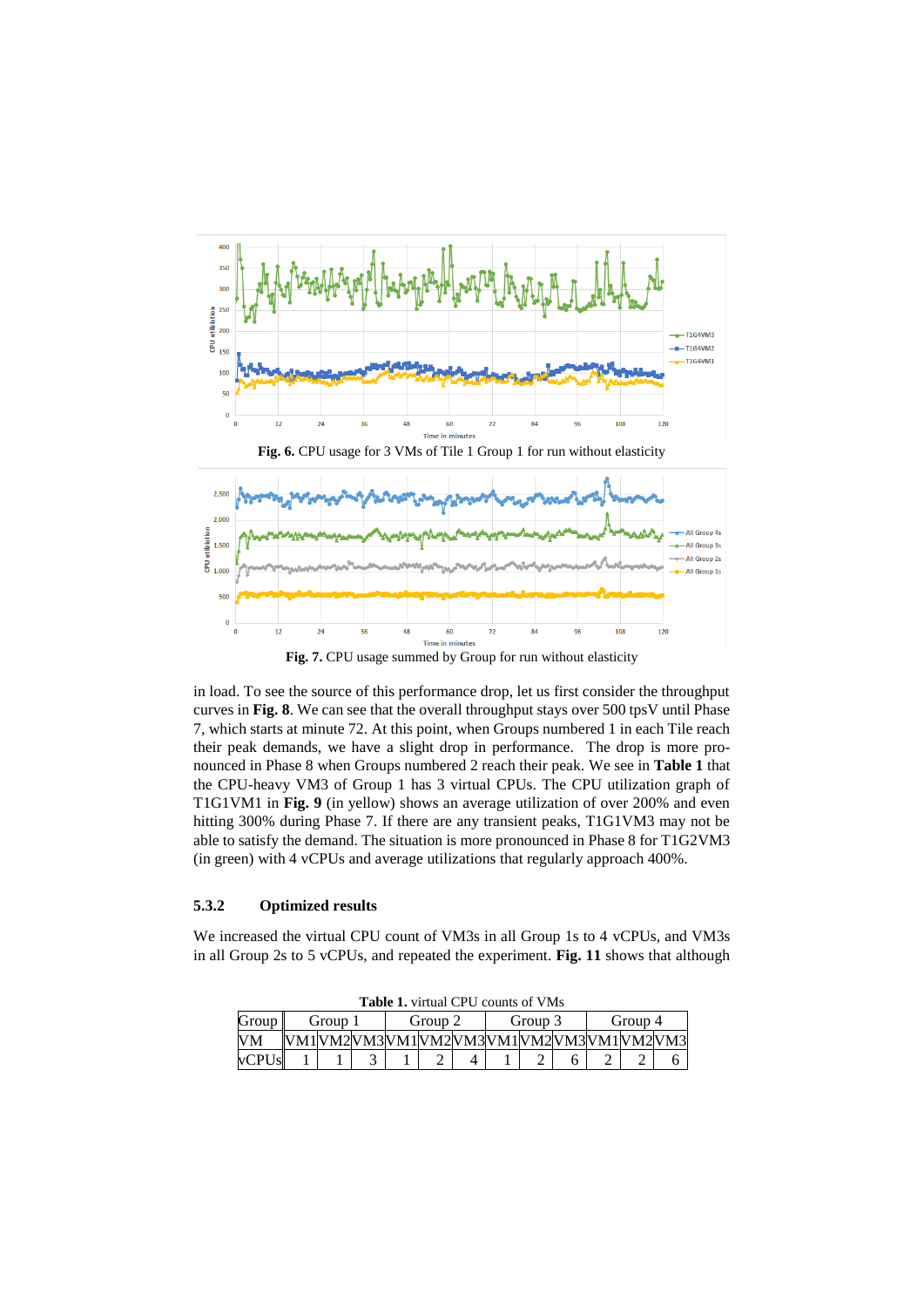**Fig. 6.** CPU usage for 3 VMs of Tile 1 Group 1 for run without elasticity

**Fig. 7.** CPU usage summed by Group for run without elasticity

in load. To see the source of this performance drop, let us first consider the throughput curves in **Fig. 8**. We can see that the overall throughput stays over 500 tpsV until Phase 7, which starts at minute 72. At this point, when Groups numbered 1 in each Tile reach their peak demands, we have a slight drop in performance. The drop is more pronounced in Phase 8 when Groups numbered 2 reach their peak. We see in **Table 1** that the CPU-heavy VM3 of Group 1 has 3 virtual CPUs. The CPU utilization graph of T1G1VM1 in **Fig. 9** (in yellow) shows an average utilization of over 200% and even hitting 300% during Phase 7. If there are any transient peaks, T1G1VM3 may not be able to satisfy the demand. The situation is more pronounced in Phase 8 for T1G2VM3 (in green) with 4 vCPUs and average utilizations that regularly approach 400%.

### 5.3.2 Optimized results

We increased the virtual CPU count of VM3s in all Group 1s to 4 vCPUs, and VM3s in all Group 2s to 5 vCPUs, and repeated the experiment. **Fig. 11** shows that although

**Table 1.** virtual CPU counts of VMs

| Group | Group 1 | | | Group 2 | | | Group 3 | | | Group 4 | | |
|---|---|---|---|---|---|---|---|---|---|---|---|---|
| VM | VM1 | VM2 | VM3 | VM1 | VM2 | VM3 | VM1 | VM2 | VM3 | VM1 | VM2 | VM3 |
| vCPUs | 1 | 1 | 3 | 1 | 2 | 4 | 1 | 2 | 6 | 2 | 2 | 6 |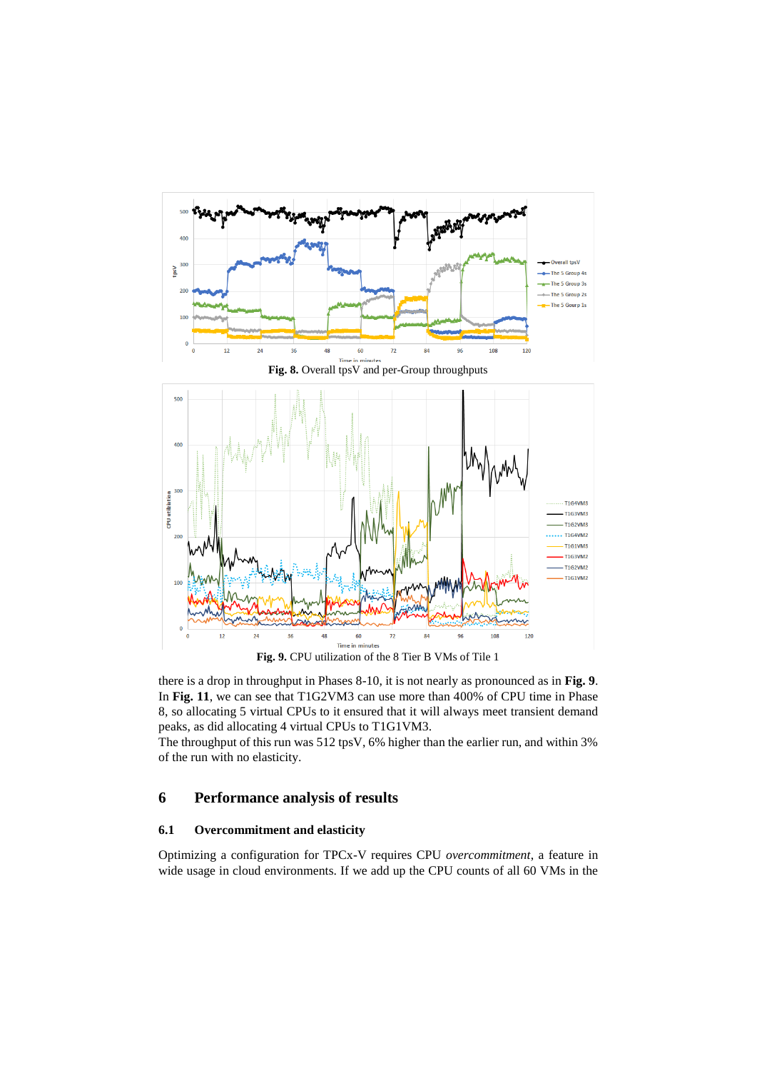**Fig. 8.** Overall tpsV and per-Group throughputs

**Fig. 9.** CPU utilization of the 8 Tier B VMs of Tile 1

there is a drop in throughput in Phases 8-10, it is not nearly as pronounced as in **Fig. 9**. In **Fig. 11**, we can see that T1G2VM3 can use more than 400% of CPU time in Phase 8, so allocating 5 virtual CPUs to it ensured that it will always meet transient demand peaks, as did allocating 4 virtual CPUs to T1G1VM3.

The throughput of this run was 512 tpsV, 6% higher than the earlier run, and within 3% of the run with no elasticity.

## 6 Performance analysis of results

### 6.1 Overcommitment and elasticity

Optimizing a configuration for TPCx-V requires CPU *overcommitment*, a feature in wide usage in cloud environments. If we add up the CPU counts of all 60 VMs in the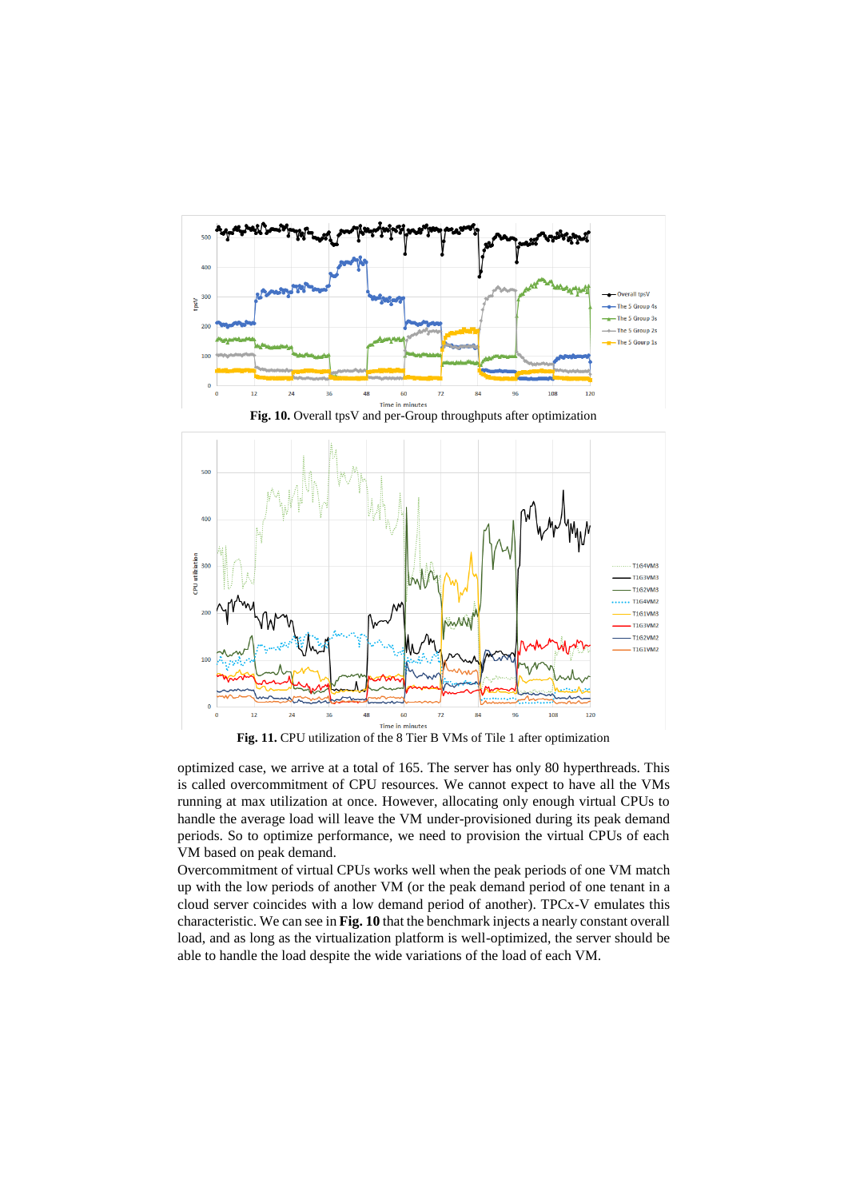**Fig. 10.** Overall tpsV and per-Group throughputs after optimization

**Fig. 11.** CPU utilization of the 8 Tier B VMs of Tile 1 after optimization

optimized case, we arrive at a total of 165. The server has only 80 hyperthreads. This is called overcommitment of CPU resources. We cannot expect to have all the VMs running at max utilization at once. However, allocating only enough virtual CPUs to handle the average load will leave the VM under-provisioned during its peak demand periods. So to optimize performance, we need to provision the virtual CPUs of each VM based on peak demand.

Overcommitment of virtual CPUs works well when the peak periods of one VM match up with the low periods of another VM (or the peak demand period of one tenant in a cloud server coincides with a low demand period of another). TPCx-V emulates this characteristic. We can see in **Fig. 10** that the benchmark injects a nearly constant overall load, and as long as the virtualization platform is well-optimized, the server should be able to handle the load despite the wide variations of the load of each VM.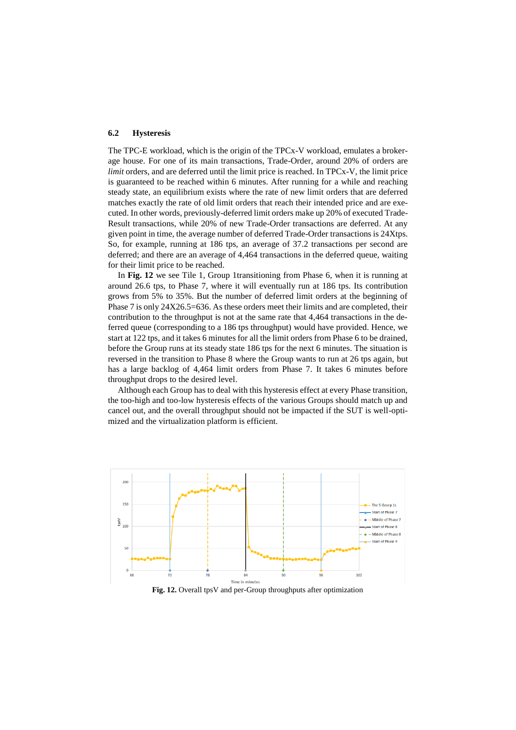## 6.2 Hysteresis

The TPC-E workload, which is the origin of the TPCx-V workload, emulates a brokerage house. For one of its main transactions, Trade-Order, around 20% of orders are *limit* orders, and are deferred until the limit price is reached. In TPCx-V, the limit price is guaranteed to be reached within 6 minutes. After running for a while and reaching steady state, an equilibrium exists where the rate of new limit orders that are deferred matches exactly the rate of old limit orders that reach their intended price and are executed. In other words, previously-deferred limit orders make up 20% of executed Trade-Result transactions, while 20% of new Trade-Order transactions are deferred. At any given point in time, the average number of deferred Trade-Order transactions is 24Xtps. So, for example, running at 186 tps, an average of 37.2 transactions per second are deferred; and there are an average of 4,464 transactions in the deferred queue, waiting for their limit price to be reached.

In **Fig. 12** we see Tile 1, Group 1transitioning from Phase 6, when it is running at around 26.6 tps, to Phase 7, where it will eventually run at 186 tps. Its contribution grows from 5% to 35%. But the number of deferred limit orders at the beginning of Phase 7 is only 24X26.5=636. As these orders meet their limits and are completed, their contribution to the throughput is not at the same rate that 4,464 transactions in the deferred queue (corresponding to a 186 tps throughput) would have provided. Hence, we start at 122 tps, and it takes 6 minutes for all the limit orders from Phase 6 to be drained, before the Group runs at its steady state 186 tps for the next 6 minutes. The situation is reversed in the transition to Phase 8 where the Group wants to run at 26 tps again, but has a large backlog of 4,464 limit orders from Phase 7. It takes 6 minutes before throughput drops to the desired level.

Although each Group has to deal with this hysteresis effect at every Phase transition, the too-high and too-low hysteresis effects of the various Groups should match up and cancel out, and the overall throughput should not be impacted if the SUT is well-optimized and the virtualization platform is efficient.

**Fig. 12.** Overall tpsV and per-Group throughputs after optimization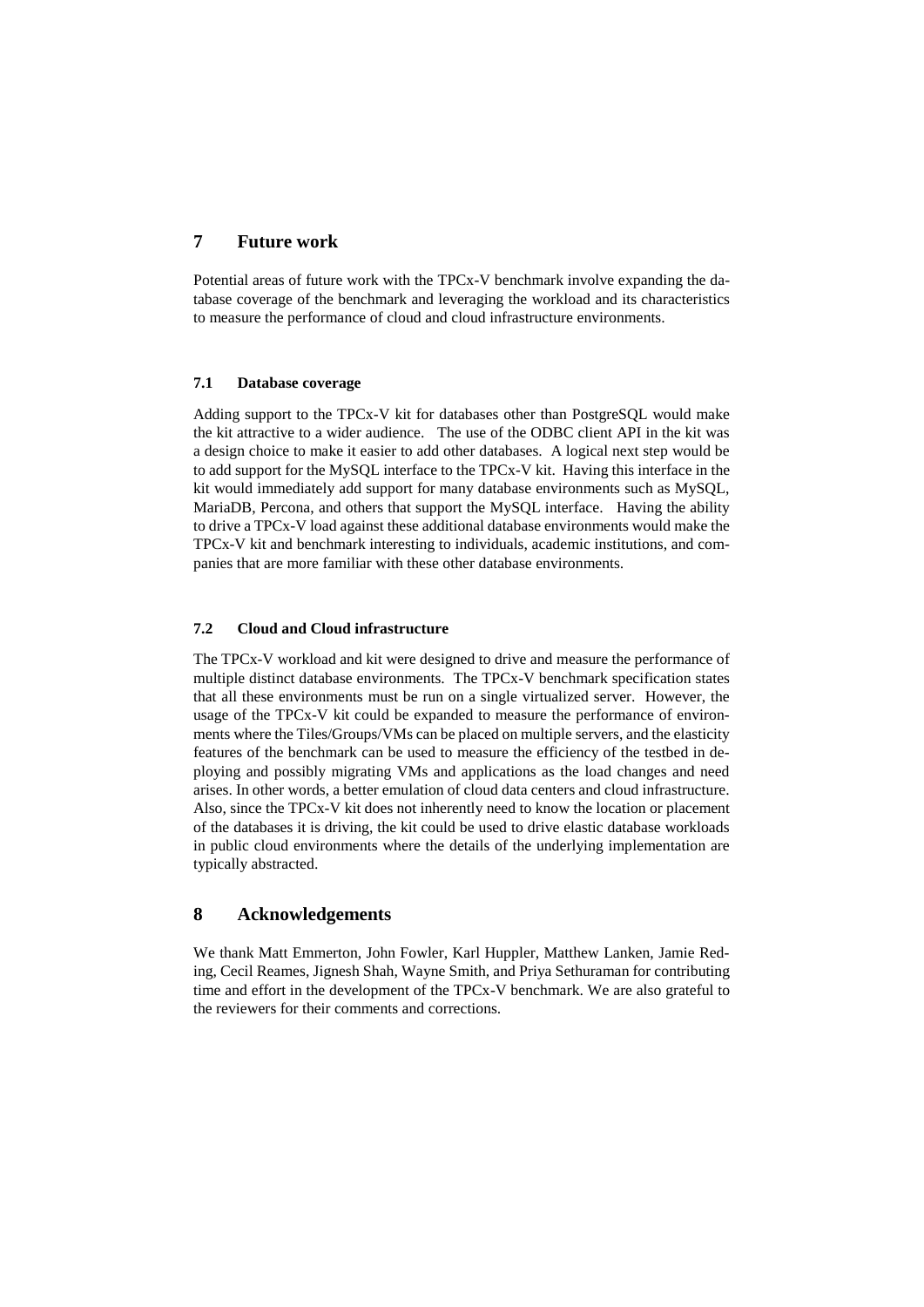## 7 Future work

Potential areas of future work with the TPCx-V benchmark involve expanding the database coverage of the benchmark and leveraging the workload and its characteristics to measure the performance of cloud and cloud infrastructure environments.

### 7.1 Database coverage

Adding support to the TPCx-V kit for databases other than PostgreSQL would make the kit attractive to a wider audience. The use of the ODBC client API in the kit was a design choice to make it easier to add other databases. A logical next step would be to add support for the MySQL interface to the TPCx-V kit. Having this interface in the kit would immediately add support for many database environments such as MySQL, MariaDB, Percona, and others that support the MySQL interface. Having the ability to drive a TPCx-V load against these additional database environments would make the TPCx-V kit and benchmark interesting to individuals, academic institutions, and companies that are more familiar with these other database environments.

### 7.2 Cloud and Cloud infrastructure

The TPCx-V workload and kit were designed to drive and measure the performance of multiple distinct database environments. The TPCx-V benchmark specification states that all these environments must be run on a single virtualized server. However, the usage of the TPCx-V kit could be expanded to measure the performance of environments where the Tiles/Groups/VMs can be placed on multiple servers, and the elasticity features of the benchmark can be used to measure the efficiency of the testbed in deploying and possibly migrating VMs and applications as the load changes and need arises. In other words, a better emulation of cloud data centers and cloud infrastructure. Also, since the TPCx-V kit does not inherently need to know the location or placement of the databases it is driving, the kit could be used to drive elastic database workloads in public cloud environments where the details of the underlying implementation are typically abstracted.

## 8 Acknowledgements

We thank Matt Emmerton, John Fowler, Karl Huppler, Matthew Lanken, Jamie Reding, Cecil Reames, Jignesh Shah, Wayne Smith, and Priya Sethuraman for contributing time and effort in the development of the TPCx-V benchmark. We are also grateful to the reviewers for their comments and corrections.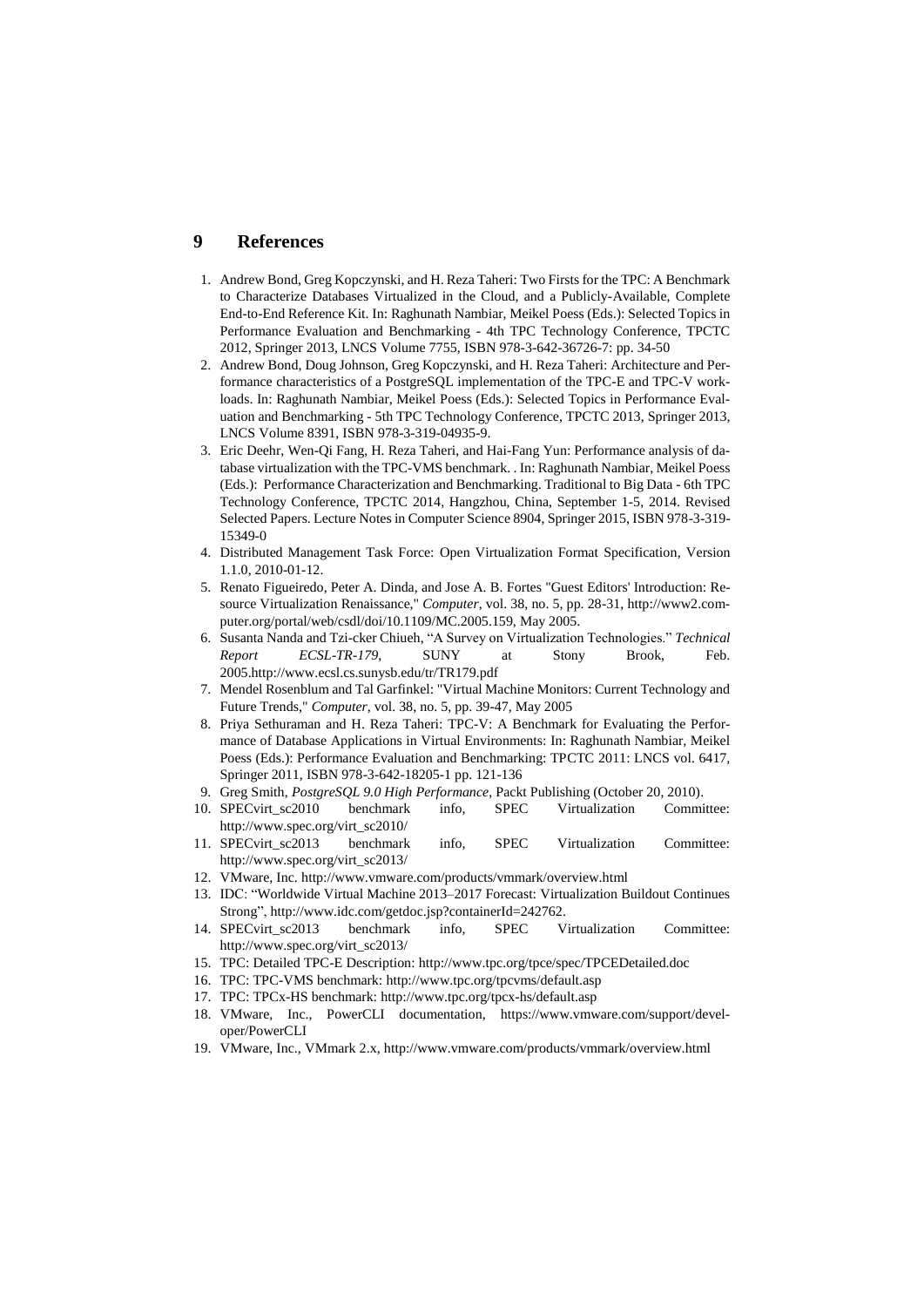## 9 References

1. Andrew Bond, Greg Kopczynski, and H. Reza Taheri: Two Firsts for the TPC: A Benchmark to Characterize Databases Virtualized in the Cloud, and a Publicly-Available, Complete End-to-End Reference Kit. In: Raghunath Nambiar, Meikel Poess (Eds.): Selected Topics in Performance Evaluation and Benchmarking - 4th TPC Technology Conference, TPCTC 2012, Springer 2013, LNCS Volume 7755, ISBN 978-3-642-36726-7: pp. 34-50
2. Andrew Bond, Doug Johnson, Greg Kopczynski, and H. Reza Taheri: Architecture and Performance characteristics of a PostgreSQL implementation of the TPC-E and TPC-V workloads. In: Raghunath Nambiar, Meikel Poess (Eds.): Selected Topics in Performance Evaluation and Benchmarking - 5th TPC Technology Conference, TPCTC 2013, Springer 2013, LNCS Volume 8391, ISBN 978-3-319-04935-9.
3. Eric Deehr, Wen-Qi Fang, H. Reza Taheri, and Hai-Fang Yun: Performance analysis of database virtualization with the TPC-VMS benchmark. . In: Raghunath Nambiar, Meikel Poess (Eds.): Performance Characterization and Benchmarking. Traditional to Big Data - 6th TPC Technology Conference, TPCTC 2014, Hangzhou, China, September 1-5, 2014. Revised Selected Papers. Lecture Notes in Computer Science 8904, Springer 2015, ISBN 978-3-319-15349-0
4. Distributed Management Task Force: Open Virtualization Format Specification, Version 1.1.0, 2010-01-12.
5. Renato Figueiredo, Peter A. Dinda, and Jose A. B. Fortes "Guest Editors' Introduction: Resource Virtualization Renaissance," *Computer*, vol. 38, no. 5, pp. 28-31, http://www2.computer.org/portal/web/csdl/doi/10.1109/MC.2005.159, May 2005.
6. Susanta Nanda and Tzi-cker Chiueh, "A Survey on Virtualization Technologies." *Technical Report ECSL-TR-179*, SUNY at Stony Brook, Feb. 2005.http://www.ecsl.cs.sunysb.edu/tr/TR179.pdf
7. Mendel Rosenblum and Tal Garfinkel: "Virtual Machine Monitors: Current Technology and Future Trends," *Computer*, vol. 38, no. 5, pp. 39-47, May 2005
8. Priya Sethuraman and H. Reza Taheri: TPC-V: A Benchmark for Evaluating the Performance of Database Applications in Virtual Environments: In: Raghunath Nambiar, Meikel Poess (Eds.): Performance Evaluation and Benchmarking: TPCTC 2011: LNCS vol. 6417, Springer 2011, ISBN 978-3-642-18205-1 pp. 121-136
9. Greg Smith, *PostgreSQL 9.0 High Performance*, Packt Publishing (October 20, 2010).
10. SPECvirt_sc2010 benchmark info, SPEC Virtualization Committee: http://www.spec.org/virt_sc2010/
11. SPECvirt_sc2013 benchmark info, SPEC Virtualization Committee: http://www.spec.org/virt_sc2013/
12. VMware, Inc. http://www.vmware.com/products/vmmark/overview.html
13. IDC: "Worldwide Virtual Machine 2013–2017 Forecast: Virtualization Buildout Continues Strong", http://www.idc.com/getdoc.jsp?containerId=242762.
14. SPECvirt_sc2013 benchmark info, SPEC Virtualization Committee: http://www.spec.org/virt_sc2013/
15. TPC: Detailed TPC-E Description: http://www.tpc.org/tpce/spec/TPCEDetailed.doc
16. TPC: TPC-VMS benchmark: http://www.tpc.org/tpcvms/default.asp
17. TPC: TPCx-HS benchmark: http://www.tpc.org/tpcx-hs/default.asp
18. VMware, Inc., PowerCLI documentation, https://www.vmware.com/support/developer/PowerCLI
19. VMware, Inc., VMmark 2.x, http://www.vmware.com/products/vmmark/overview.html